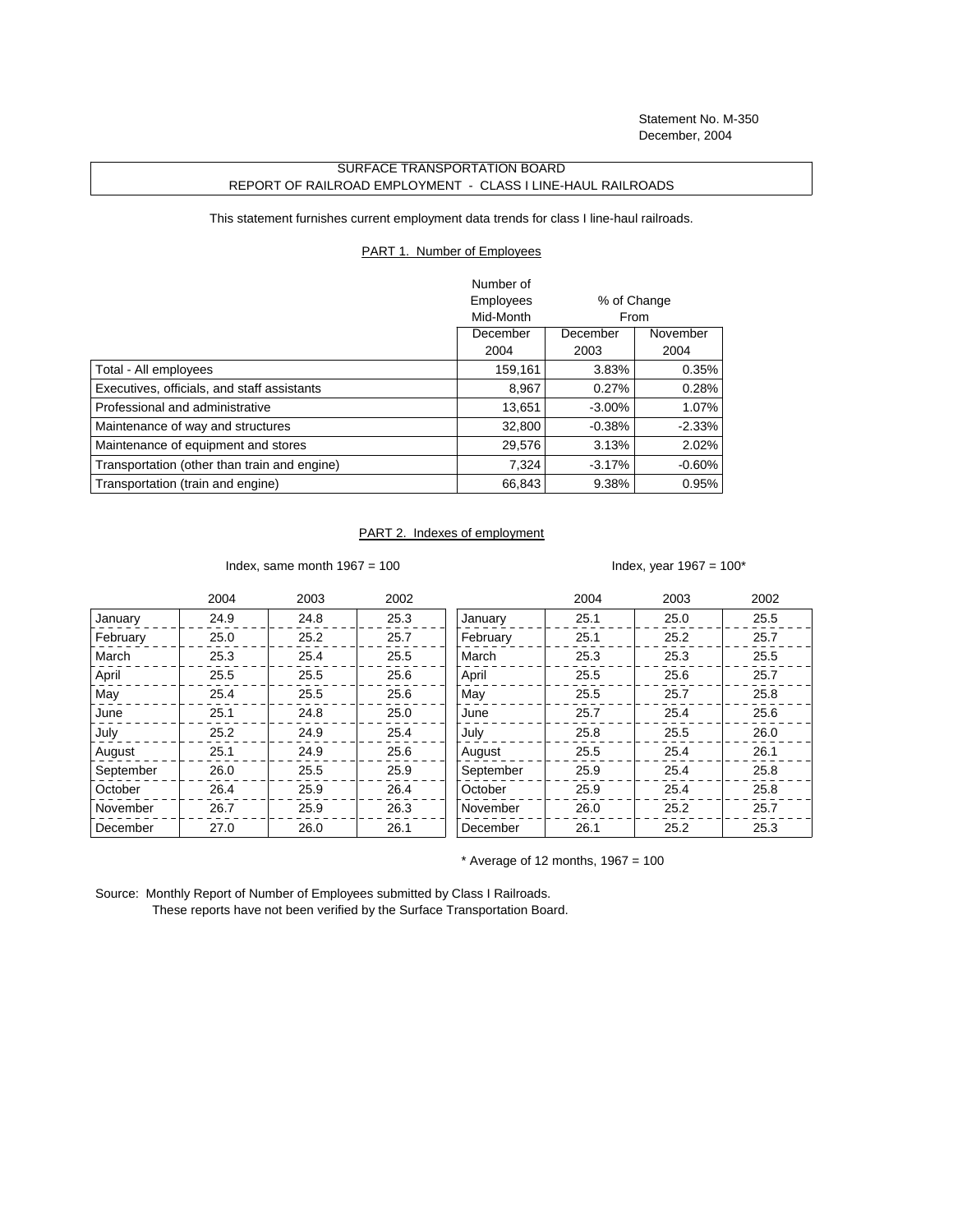Statement No. M-350
December, 2004

# SURFACE TRANSPORTATION BOARD
## REPORT OF RAILROAD EMPLOYMENT - CLASS I LINE-HAUL RAILROADS

This statement furnishes current employment data trends for class I line-haul railroads.

### PART 1. Number of Employees

| | Number of Employees Mid-Month | % of Change From | |
|---|---|---|---|
| | December 2004 | December 2003 | November 2004 |
| Total - All employees | 159,161 | 3.83% | 0.35% |
| Executives, officials, and staff assistants | 8,967 | 0.27% | 0.28% |
| Professional and administrative | 13,651 | -3.00% | 1.07% |
| Maintenance of way and structures | 32,800 | -0.38% | -2.33% |
| Maintenance of equipment and stores | 29,576 | 3.13% | 2.02% |
| Transportation (other than train and engine) | 7,324 | -3.17% | -0.60% |
| Transportation (train and engine) | 66,843 | 9.38% | 0.95% |

### PART 2. Indexes of employment

Index, same month 1967 = 100

| | 2004 | 2003 | 2002 |
|---|---|---|---|
| January | 24.9 | 24.8 | 25.3 |
| February | 25.0 | 25.2 | 25.7 |
| March | 25.3 | 25.4 | 25.5 |
| April | 25.5 | 25.5 | 25.6 |
| May | 25.4 | 25.5 | 25.6 |
| June | 25.1 | 24.8 | 25.0 |
| July | 25.2 | 24.9 | 25.4 |
| August | 25.1 | 24.9 | 25.6 |
| September | 26.0 | 25.5 | 25.9 |
| October | 26.4 | 25.9 | 26.4 |
| November | 26.7 | 25.9 | 26.3 |
| December | 27.0 | 26.0 | 26.1 |

Index, year 1967 = 100*

| | 2004 | 2003 | 2002 |
|---|---|---|---|
| January | 25.1 | 25.0 | 25.5 |
| February | 25.1 | 25.2 | 25.7 |
| March | 25.3 | 25.3 | 25.5 |
| April | 25.5 | 25.6 | 25.7 |
| May | 25.5 | 25.7 | 25.8 |
| June | 25.7 | 25.4 | 25.6 |
| July | 25.8 | 25.5 | 26.0 |
| August | 25.5 | 25.4 | 26.1 |
| September | 25.9 | 25.4 | 25.8 |
| October | 25.9 | 25.4 | 25.8 |
| November | 26.0 | 25.2 | 25.7 |
| December | 26.1 | 25.2 | 25.3 |

\* Average of 12 months, 1967 = 100

Source: Monthly Report of Number of Employees submitted by Class I Railroads.
These reports have not been verified by the Surface Transportation Board.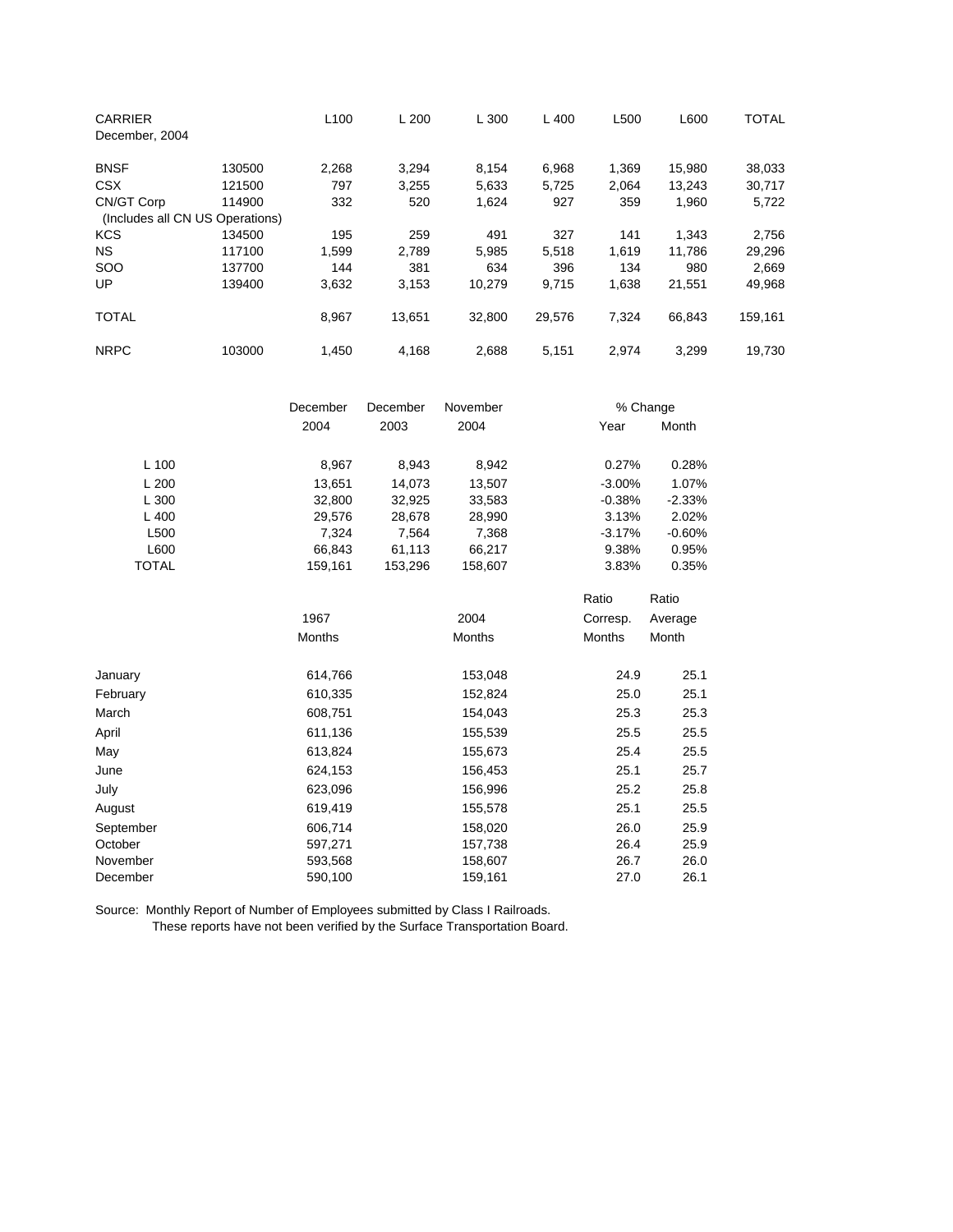| CARRIER<br>December, 2004 | | L100 | L 200 | L 300 | L 400 | L500 | L600 | TOTAL |
|---|---|---|---|---|---|---|---|---|
| BNSF | 130500 | 2,268 | 3,294 | 8,154 | 6,968 | 1,369 | 15,980 | 38,033 |
| CSX | 121500 | 797 | 3,255 | 5,633 | 5,725 | 2,064 | 13,243 | 30,717 |
| CN/GT Corp<br>(Includes all CN US Operations) | 114900 | 332 | 520 | 1,624 | 927 | 359 | 1,960 | 5,722 |
| KCS | 134500 | 195 | 259 | 491 | 327 | 141 | 1,343 | 2,756 |
| NS | 117100 | 1,599 | 2,789 | 5,985 | 5,518 | 1,619 | 11,786 | 29,296 |
| SOO | 137700 | 144 | 381 | 634 | 396 | 134 | 980 | 2,669 |
| UP | 139400 | 3,632 | 3,153 | 10,279 | 9,715 | 1,638 | 21,551 | 49,968 |
| TOTAL | | 8,967 | 13,651 | 32,800 | 29,576 | 7,324 | 66,843 | 159,161 |
| NRPC | 103000 | 1,450 | 4,168 | 2,688 | 5,151 | 2,974 | 3,299 | 19,730 |

| | December 2004 | December 2003 | November 2004 | % Change Year | % Change Month |
|---|---|---|---|---|---|
| L 100 | 8,967 | 8,943 | 8,942 | 0.27% | 0.28% |
| L 200 | 13,651 | 14,073 | 13,507 | -3.00% | 1.07% |
| L 300 | 32,800 | 32,925 | 33,583 | -0.38% | -2.33% |
| L 400 | 29,576 | 28,678 | 28,990 | 3.13% | 2.02% |
| L500 | 7,324 | 7,564 | 7,368 | -3.17% | -0.60% |
| L600 | 66,843 | 61,113 | 66,217 | 9.38% | 0.95% |
| TOTAL | 159,161 | 153,296 | 158,607 | 3.83% | 0.35% |

| | 1967 Months | 2004 Months | Ratio Corresp. Months | Ratio Average Month |
|---|---|---|---|---|
| January | 614,766 | 153,048 | 24.9 | 25.1 |
| February | 610,335 | 152,824 | 25.0 | 25.1 |
| March | 608,751 | 154,043 | 25.3 | 25.3 |
| April | 611,136 | 155,539 | 25.5 | 25.5 |
| May | 613,824 | 155,673 | 25.4 | 25.5 |
| June | 624,153 | 156,453 | 25.1 | 25.7 |
| July | 623,096 | 156,996 | 25.2 | 25.8 |
| August | 619,419 | 155,578 | 25.1 | 25.5 |
| September | 606,714 | 158,020 | 26.0 | 25.9 |
| October | 597,271 | 157,738 | 26.4 | 25.9 |
| November | 593,568 | 158,607 | 26.7 | 26.0 |
| December | 590,100 | 159,161 | 27.0 | 26.1 |

Source: Monthly Report of Number of Employees submitted by Class I Railroads.
These reports have not been verified by the Surface Transportation Board.